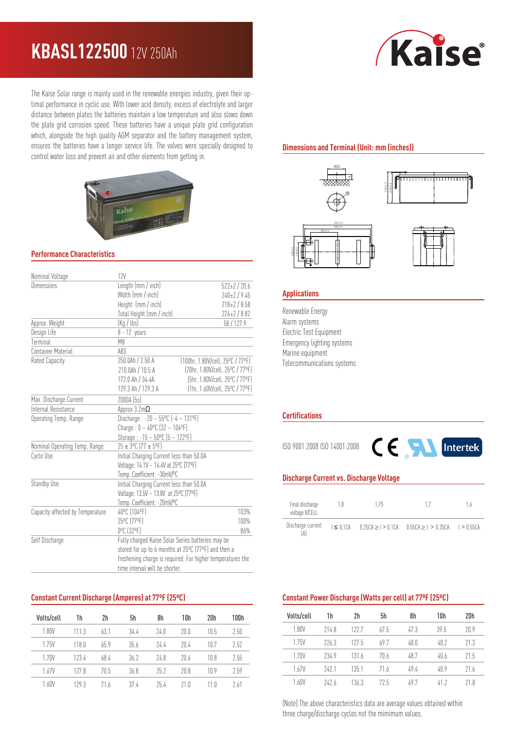# KBASL122500 12V 250Ah

The Kaise Solar range is mainly used in the renewable energies industry, given their optimal performance in cyclic use. With lower acid density, excess of electrolyte and larger distance between plates the batteries maintain a low temperature and also slows down the plate grid corrosion speed. These batteries have a unique plate grid configuration which, alongside the high quality AGM separator and the battery management system, ensures the batteries have a longer service life. The valves were specially designed to control water loss and prevent air and other elements from getting in.

## Performance Characteristics

| | | |
|---|---|---|
| Nominal Voltage | 12V | |
| Dimensions | Length (mm / inch) | 522±2 / 20.6 |
| | Width (mm / inch) | 240±2 / 9.45 |
| | Height (mm / inch) | 218±2 / 8.58 |
| | Total Height (mm / inch) | 224±2 / 8.82 |
| Approx. Weight | (Kg / lbs) | 58 / 127.9 |
| Design Life | 8 - 12 years | |
| Terminal | M8 | |
| Container Material | ABS | |
| Rated Capacity | 250.0Ah / 2.50 A | (100hr, 1.80V/cell, 25ºC / 77ºF) |
| | 210.0Ah / 10.5 A | (20hr, 1.80V/cell, 25ºC / 77ºF) |
| | 172.0 Ah / 34.4A | (5hr, 1.80V/cell, 25ºC / 77ºF) |
| | 129.3 Ah / 129.3 A | (1hr, 1.60V/cell, 25ºC / 77ºF) |
| Max. Discharge Current | 2000A (5s) | |
| Internal Resistance | Approx 3.2mΩ | |
| Operating Temp. Range | Discharge : -20 ~ 55ºC (-4 ~ 131ºF) | |
| | Charge : 0 ~ 40ºC (32 ~ 104ºF) | |
| | Storage : -15 ~ 50ºC (5 ~ 122ºF) | |
| Nominal Operating Temp. Range | 25 ± 3ºC (77 ± 5ºF) | |
| Cycle Use | Initial Charging Current less than 50.0A | |
| | Voltage: 14.1V ~ 14.4V at 25ºC (77ºF) | |
| | Temp. Coefficient: -30mV/ºC | |
| Standby Use | Initial Charging Current less than 50.0A | |
| | Voltage: 13.5V ~ 13.8V at 25ºC (77ºF) | |
| | Temp. Coefficient: -20mV/ºC | |
| Capacity affected by Temperature | 40ºC (104ºF) | 103% |
| | 25ºC (77ºF) | 100% |
| | 0ºC (32ºF) | 86% |
| Self Discharge | Fully charged Kaise Solar Series batteries may be stored for up to 6 months at 25ºC (77ºF) and then a freshening charge is required. For higher temperatures the time interval will be shorter. | |

## Dimensions and Terminal (Unit: mm (inches))

## Applications

Renewable Energy
Alarm systems
Electric Test Equipment
Emergency lighting systems
Marine equipment
Telecommunications systems

## Certifications

ISO 9001:2008 ISO 14001:2008

## Discharge Current vs. Discharge Voltage

| Final discharge voltage V/CELL | 1,8 | 1,75 | 1,7 | 1,6 |
|---|---|---|---|---|
| Discharge current (A) | I ≤ 0,1CA | 0.25CA ≥ I > 0.1CA | 0.55CA ≥ I > 0.25CA | I > 0.55CA |

## Constant Current Discharge (Amperes) at 77ºF (25ºC)

| Volts/cell | 1h | 2h | 5h | 8h | 10h | 20h | 100h |
|---|---|---|---|---|---|---|---|
| 1.80V | 111.3 | 63.1 | 34.4 | 24.0 | 20.0 | 10.5 | 2.50 |
| 1.75V | 118.0 | 65.9 | 35.6 | 24.4 | 20.4 | 10.7 | 2.52 |
| 1.70V | 123.4 | 68.4 | 36.2 | 24.8 | 20.6 | 10.8 | 2.55 |
| 1.67V | 127.8 | 70.5 | 36.8 | 25.2 | 20.8 | 10.9 | 2.59 |
| 1.60V | 129.3 | 71.6 | 37.4 | 25.4 | 21.0 | 11.0 | 2.61 |

## Constant Power Discharge (Watts per cell) at 77ºF (25ºC)

| Volts/cell | 1h | 2h | 5h | 8h | 10h | 20h |
|---|---|---|---|---|---|---|
| 1.80V | 214.8 | 122.7 | 67.5 | 47.3 | 39.5 | 20.9 |
| 1.75V | 226.3 | 127.5 | 69.7 | 48.0 | 40.2 | 21.3 |
| 1.70V | 234.9 | 131.6 | 70.6 | 48.7 | 40.6 | 21.5 |
| 1.67V | 242.1 | 135.1 | 71.6 | 49.4 | 40.9 | 21.6 |
| 1.60V | 242.6 | 136.3 | 72.5 | 49.7 | 41.2 | 21.8 |

(Note) The above characteristics data are average values obtained within three charge/discharge cycles not the mimimum values.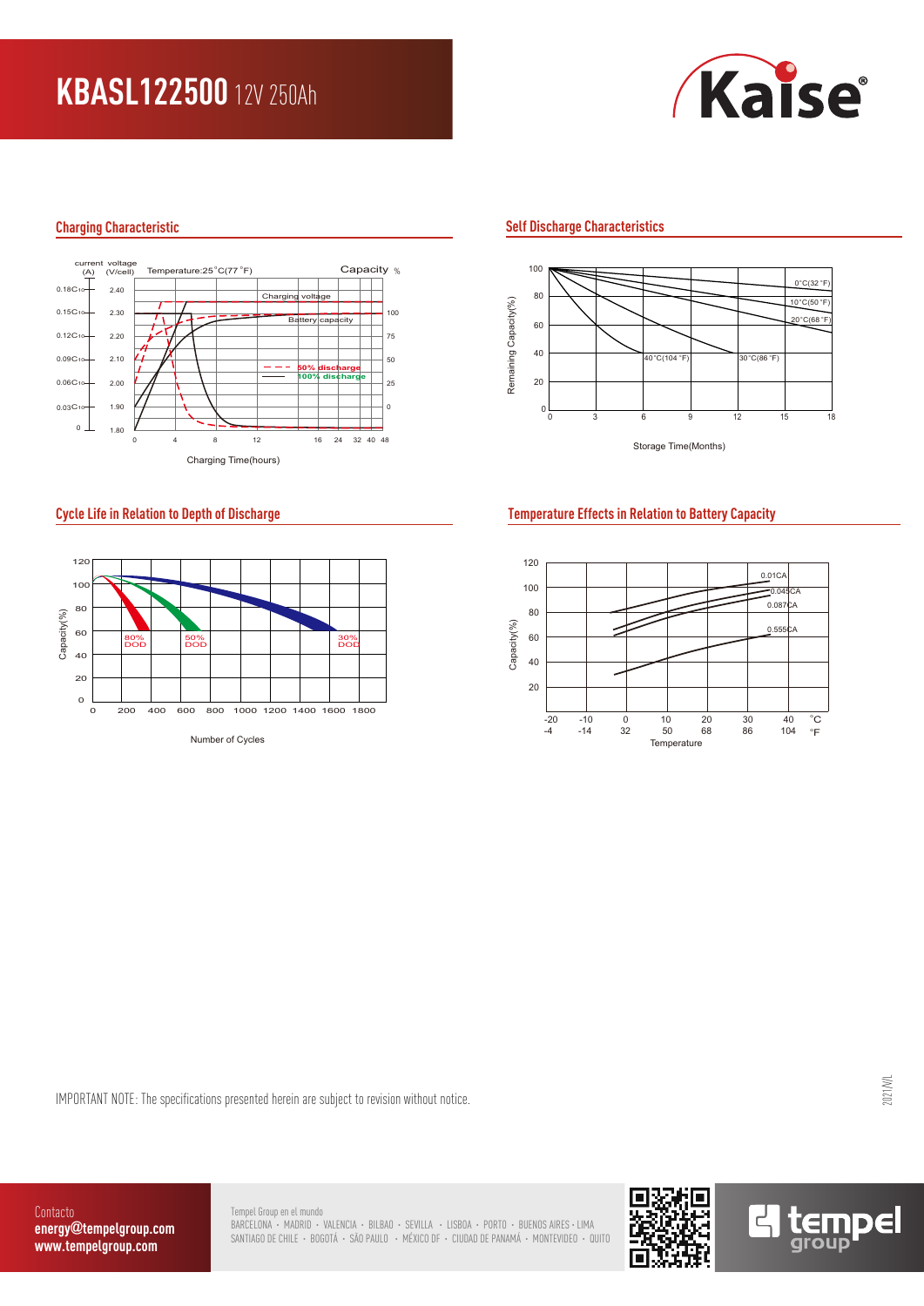# KBASL122500 12V 250Ah

Kaise

## Charging Characteristic

current (A) voltage (V/cell) Temperature:25°C(77°F) Capacity %

0.18C10 2.40
0.15C10 2.30 100
0.12C10 2.20 75
0.09C10 2.10 50
0.06C10 2.00 25
0.03C10 1.90 0
0 1.80

Charging voltage
Battery capacity
50% discharge
100% discharge

0 4 8 12 16 24 32 40 48

Charging Time(hours)

## Self Discharge Characteristics

Remaining Capacity(%)

100 80 60 40 20 0

0°C(32°F)
10°C(50°F)
20°C(68°F)
40°C(104°F)
30°C(86°F)

0 3 6 9 12 15 18

Storage Time(Months)

## Cycle Life in Relation to Depth of Discharge

Capacity(%)

120 100 80 60 40 20 0

80% DOD
50% DOD
30% DOD

0 200 400 600 800 1000 1200 1400 1600 1800

Number of Cycles

## Temperature Effects in Relation to Battery Capacity

Capacity(%)

120 100 80 60 40 20

0.01CA
0.045CA
0.087CA
0.555CA

-20 -10 0 10 20 30 40 °C
-4 -14 32 50 68 86 104 °F

Temperature

IMPORTANT NOTE: The specifications presented herein are subject to revision without notice.

2021/V/L

Contacto
**energy@tempelgroup.com**
**www.tempelgroup.com**

Tempel Group en el mundo
BARCELONA · MADRID · VALENCIA · BILBAO · SEVILLA · LISBOA · PORTO · BUENOS AIRES · LIMA
SANTIAGO DE CHILE · BOGOTÁ · SÃO PAULO · MÉXICO DF · CIUDAD DE PANAMÁ · MONTEVIDEO · QUITO

tempel group